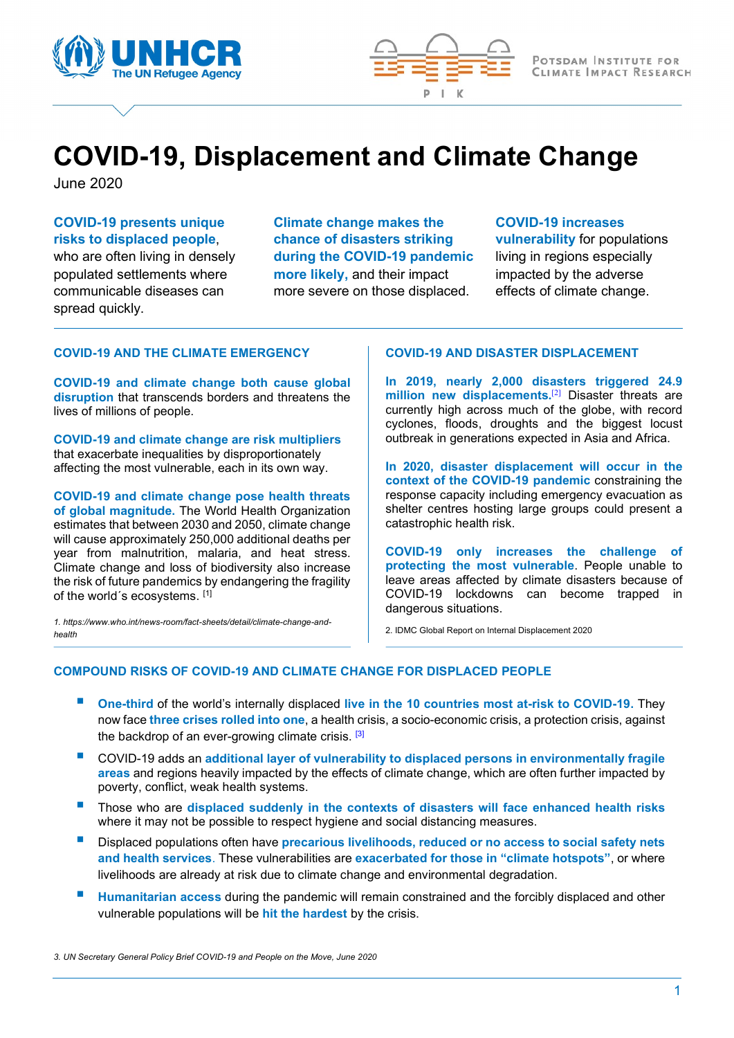# COVID-19, Displacement and Climate Change

June 2020

**COVID-19 presents unique risks to displaced people**, who are often living in densely populated settlements where communicable diseases can spread quickly.

**Climate change makes the chance of disasters striking during the COVID-19 pandemic more likely,** and their impact more severe on those displaced.

**COVID-19 increases vulnerability** for populations living in regions especially impacted by the adverse effects of climate change.

## COVID-19 AND THE CLIMATE EMERGENCY

**COVID-19 and climate change both cause global disruption** that transcends borders and threatens the lives of millions of people.

**COVID-19 and climate change are risk multipliers** that exacerbate inequalities by disproportionately affecting the most vulnerable, each in its own way.

**COVID-19 and climate change pose health threats of global magnitude.** The World Health Organization estimates that between 2030 and 2050, climate change will cause approximately 250,000 additional deaths per year from malnutrition, malaria, and heat stress. Climate change and loss of biodiversity also increase the risk of future pandemics by endangering the fragility of the world´s ecosystems. [1]

*1. https://www.who.int/news-room/fact-sheets/detail/climate-change-and-health*

## COVID-19 AND DISASTER DISPLACEMENT

**In 2019, nearly 2,000 disasters triggered 24.9 million new displacements.**[2] Disaster threats are currently high across much of the globe, with record cyclones, floods, droughts and the biggest locust outbreak in generations expected in Asia and Africa.

**In 2020, disaster displacement will occur in the context of the COVID-19 pandemic** constraining the response capacity including emergency evacuation as shelter centres hosting large groups could present a catastrophic health risk.

**COVID-19 only increases the challenge of protecting the most vulnerable**. People unable to leave areas affected by climate disasters because of COVID-19 lockdowns can become trapped in dangerous situations.

2. IDMC Global Report on Internal Displacement 2020

## COMPOUND RISKS OF COVID-19 AND CLIMATE CHANGE FOR DISPLACED PEOPLE

- **One-third** of the world's internally displaced **live in the 10 countries most at-risk to COVID-19.** They now face **three crises rolled into one**, a health crisis, a socio-economic crisis, a protection crisis, against the backdrop of an ever-growing climate crisis. [3]
- COVID-19 adds an **additional layer of vulnerability to displaced persons in environmentally fragile areas** and regions heavily impacted by the effects of climate change, which are often further impacted by poverty, conflict, weak health systems.
- Those who are **displaced suddenly in the contexts of disasters will face enhanced health risks** where it may not be possible to respect hygiene and social distancing measures.
- Displaced populations often have **precarious livelihoods, reduced or no access to social safety nets and health services**. These vulnerabilities are **exacerbated for those in "climate hotspots"**, or where livelihoods are already at risk due to climate change and environmental degradation.
- **Humanitarian access** during the pandemic will remain constrained and the forcibly displaced and other vulnerable populations will be **hit the hardest** by the crisis.

*3. UN Secretary General Policy Brief COVID-19 and People on the Move, June 2020*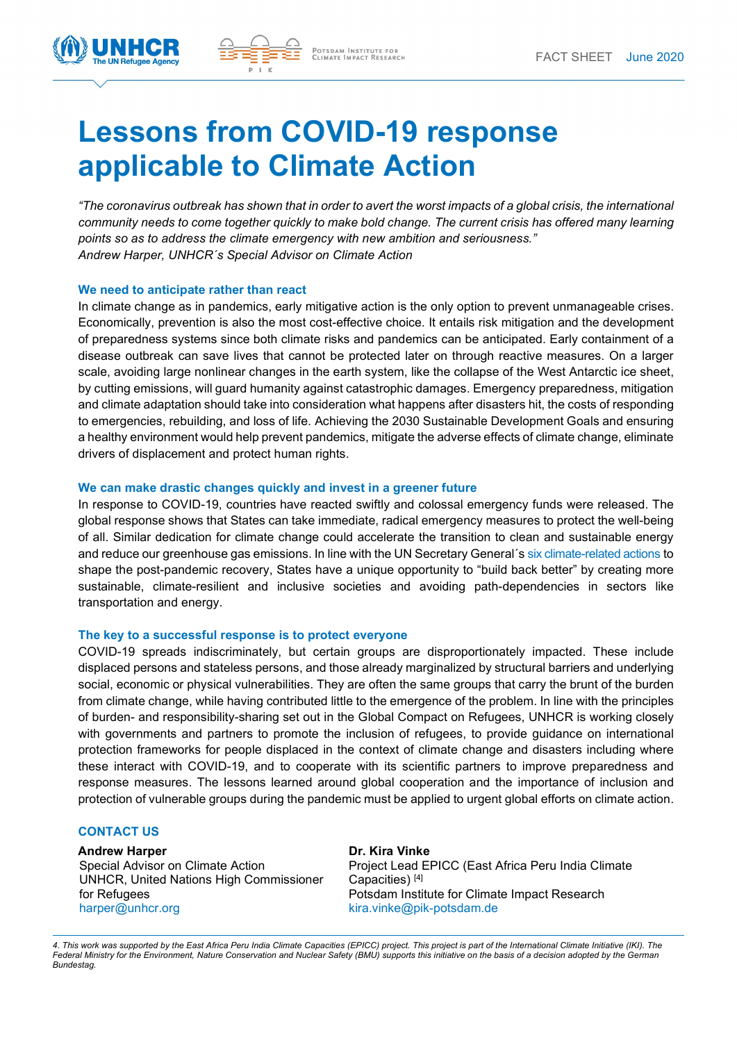# Lessons from COVID-19 response applicable to Climate Action

*"The coronavirus outbreak has shown that in order to avert the worst impacts of a global crisis, the international community needs to come together quickly to make bold change. The current crisis has offered many learning points so as to address the climate emergency with new ambition and seriousness."*
*Andrew Harper, UNHCR´s Special Advisor on Climate Action*

### We need to anticipate rather than react

In climate change as in pandemics, early mitigative action is the only option to prevent unmanageable crises. Economically, prevention is also the most cost-effective choice. It entails risk mitigation and the development of preparedness systems since both climate risks and pandemics can be anticipated. Early containment of a disease outbreak can save lives that cannot be protected later on through reactive measures. On a larger scale, avoiding large nonlinear changes in the earth system, like the collapse of the West Antarctic ice sheet, by cutting emissions, will guard humanity against catastrophic damages. Emergency preparedness, mitigation and climate adaptation should take into consideration what happens after disasters hit, the costs of responding to emergencies, rebuilding, and loss of life. Achieving the 2030 Sustainable Development Goals and ensuring a healthy environment would help prevent pandemics, mitigate the adverse effects of climate change, eliminate drivers of displacement and protect human rights.

### We can make drastic changes quickly and invest in a greener future

In response to COVID-19, countries have reacted swiftly and colossal emergency funds were released. The global response shows that States can take immediate, radical emergency measures to protect the well-being of all. Similar dedication for climate change could accelerate the transition to clean and sustainable energy and reduce our greenhouse gas emissions. In line with the UN Secretary General´s six climate-related actions to shape the post-pandemic recovery, States have a unique opportunity to "build back better" by creating more sustainable, climate-resilient and inclusive societies and avoiding path-dependencies in sectors like transportation and energy.

### The key to a successful response is to protect everyone

COVID-19 spreads indiscriminately, but certain groups are disproportionately impacted. These include displaced persons and stateless persons, and those already marginalized by structural barriers and underlying social, economic or physical vulnerabilities. They are often the same groups that carry the brunt of the burden from climate change, while having contributed little to the emergence of the problem. In line with the principles of burden- and responsibility-sharing set out in the Global Compact on Refugees, UNHCR is working closely with governments and partners to promote the inclusion of refugees, to provide guidance on international protection frameworks for people displaced in the context of climate change and disasters including where these interact with COVID-19, and to cooperate with its scientific partners to improve preparedness and response measures. The lessons learned around global cooperation and the importance of inclusion and protection of vulnerable groups during the pandemic must be applied to urgent global efforts on climate action.

### CONTACT US

**Andrew Harper**
Special Advisor on Climate Action
UNHCR, United Nations High Commissioner for Refugees
harper@unhcr.org

**Dr. Kira Vinke**
Project Lead EPICC (East Africa Peru India Climate Capacities) [4]
Potsdam Institute for Climate Impact Research
kira.vinke@pik-potsdam.de

*4. This work was supported by the East Africa Peru India Climate Capacities (EPICC) project. This project is part of the International Climate Initiative (IKI). The Federal Ministry for the Environment, Nature Conservation and Nuclear Safety (BMU) supports this initiative on the basis of a decision adopted by the German Bundestag.*